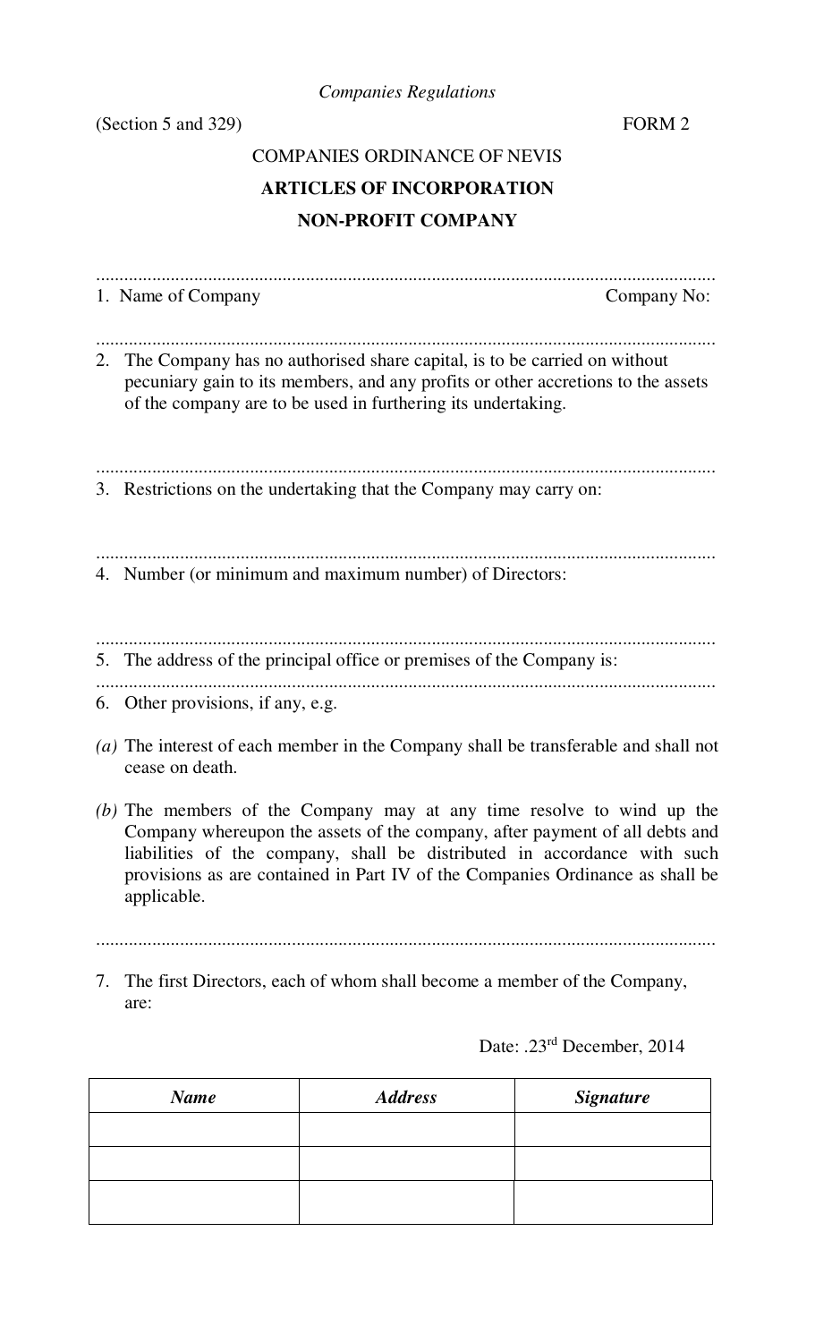*Companies Regulations*

(Section 5 and 329) FORM 2

COMPANIES ORDINANCE OF NEVIS

**ARTICLES OF INCORPORATION**

**NON-PROFIT COMPANY**

.......................................................................................................................................

1. Name of Company Company No:

.......................................................................................................................................

2. The Company has no authorised share capital, is to be carried on without pecuniary gain to its members, and any profits or other accretions to the assets of the company are to be used in furthering its undertaking.

.......................................................................................................................................

3. Restrictions on the undertaking that the Company may carry on:

.......................................................................................................................................

4. Number (or minimum and maximum number) of Directors:

.......................................................................................................................................

5. The address of the principal office or premises of the Company is:

.......................................................................................................................................

6. Other provisions, if any, e.g.

*(a)* The interest of each member in the Company shall be transferable and shall not cease on death.

*(b)* The members of the Company may at any time resolve to wind up the Company whereupon the assets of the company, after payment of all debts and liabilities of the company, shall be distributed in accordance with such provisions as are contained in Part IV of the Companies Ordinance as shall be applicable.

.......................................................................................................................................

7. The first Directors, each of whom shall become a member of the Company, are:

Date: .23rd December, 2014

| *Name* | *Address* | *Signature* |
|---|---|---|
| | | |
| | | |
| | | |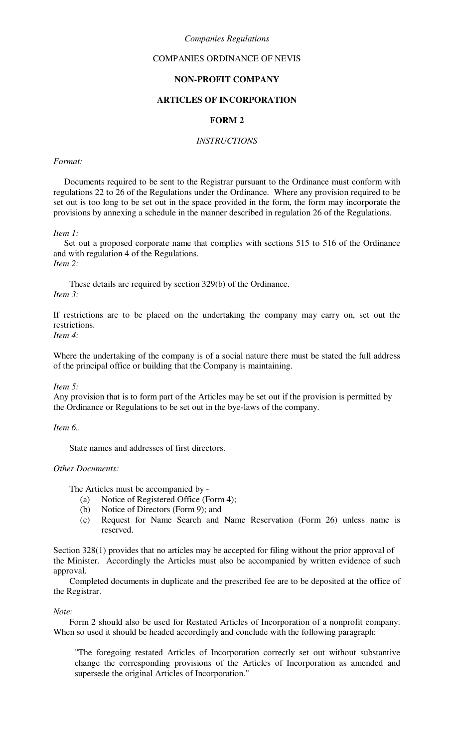*Companies Regulations*

COMPANIES ORDINANCE OF NEVIS

**NON-PROFIT COMPANY**

**ARTICLES OF INCORPORATION**

**FORM 2**

*INSTRUCTIONS*

*Format:*

Documents required to be sent to the Registrar pursuant to the Ordinance must conform with regulations 22 to 26 of the Regulations under the Ordinance. Where any provision required to be set out is too long to be set out in the space provided in the form, the form may incorporate the provisions by annexing a schedule in the manner described in regulation 26 of the Regulations.

*Item 1:*

Set out a proposed corporate name that complies with sections 515 to 516 of the Ordinance and with regulation 4 of the Regulations.

*Item 2:*

These details are required by section 329(b) of the Ordinance.

*Item 3:*

If restrictions are to be placed on the undertaking the company may carry on, set out the restrictions.

*Item 4:*

Where the undertaking of the company is of a social nature there must be stated the full address of the principal office or building that the Company is maintaining.

*Item 5:*

Any provision that is to form part of the Articles may be set out if the provision is permitted by the Ordinance or Regulations to be set out in the bye-laws of the company.

*Item 6..*

State names and addresses of first directors.

*Other Documents:*

The Articles must be accompanied by -

(a) Notice of Registered Office (Form 4);
(b) Notice of Directors (Form 9); and
(c) Request for Name Search and Name Reservation (Form 26) unless name is reserved.

Section 328(1) provides that no articles may be accepted for filing without the prior approval of the Minister. Accordingly the Articles must also be accompanied by written evidence of such approval.

Completed documents in duplicate and the prescribed fee are to be deposited at the office of the Registrar.

*Note:*

Form 2 should also be used for Restated Articles of Incorporation of a nonprofit company. When so used it should be headed accordingly and conclude with the following paragraph:

> "The foregoing restated Articles of Incorporation correctly set out without substantive change the corresponding provisions of the Articles of Incorporation as amended and supersede the original Articles of Incorporation."